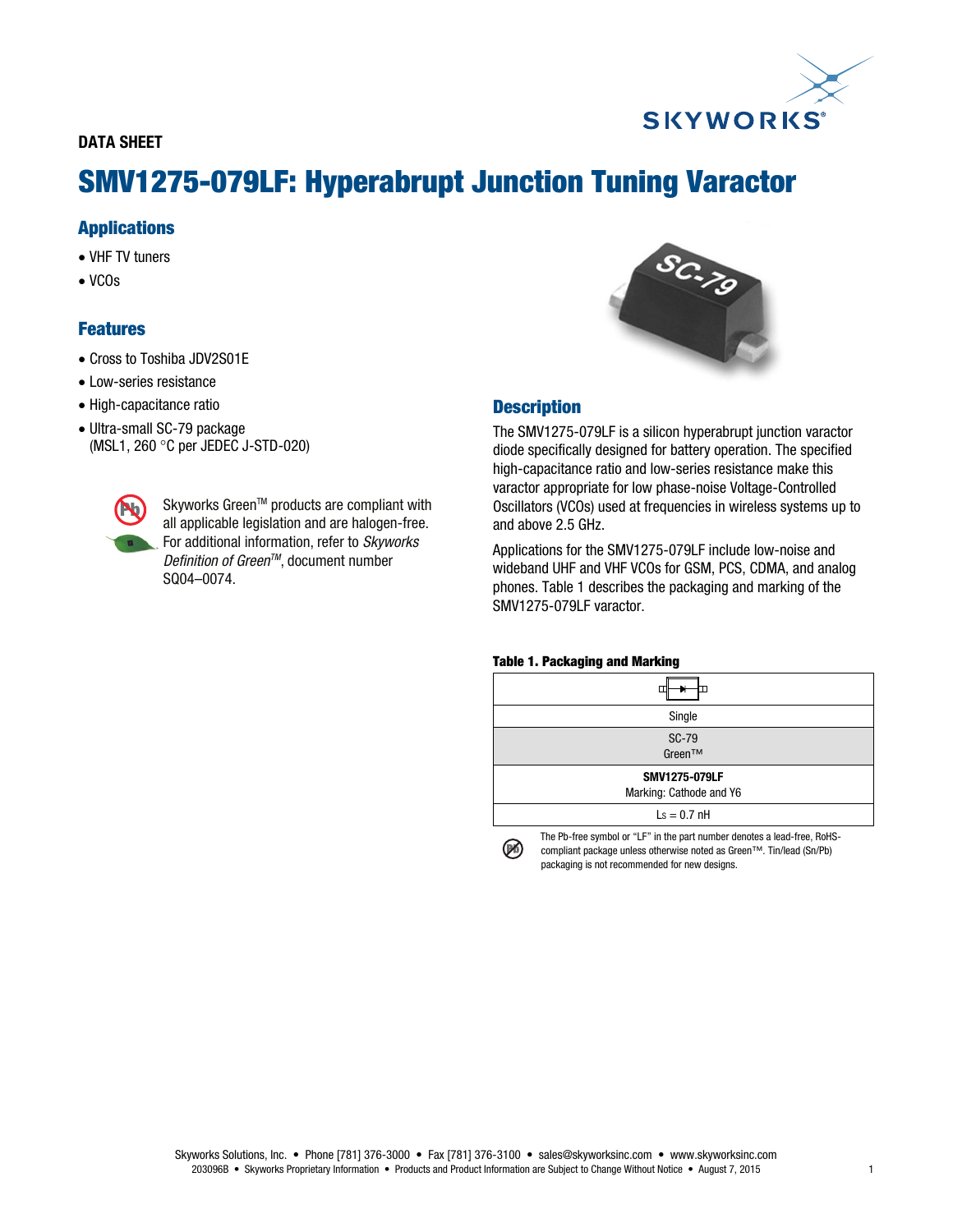DATA SHEET

# SMV1275-079LF: Hyperabrupt Junction Tuning Varactor

## Applications

- VHF TV tuners
- VCOs

## Features

- Cross to Toshiba JDV2S01E
- Low-series resistance
- High-capacitance ratio
- Ultra-small SC-79 package (MSL1, 260 °C per JEDEC J-STD-020)

Skyworks Green™ products are compliant with all applicable legislation and are halogen-free. For additional information, refer to *Skyworks Definition of Green™*, document number SQ04–0074.

## Description

The SMV1275-079LF is a silicon hyperabrupt junction varactor diode specifically designed for battery operation. The specified high-capacitance ratio and low-series resistance make this varactor appropriate for low phase-noise Voltage-Controlled Oscillators (VCOs) used at frequencies in wireless systems up to and above 2.5 GHz.

Applications for the SMV1275-079LF include low-noise and wideband UHF and VHF VCOs for GSM, PCS, CDMA, and analog phones. Table 1 describes the packaging and marking of the SMV1275-079LF varactor.

**Table 1. Packaging and Marking**

| |
|---|
| Single |
| SC-79 Green™ |
| **SMV1275-079LF** Marking: Cathode and Y6 |
| $L_S$ = 0.7 nH |

The Pb-free symbol or "LF" in the part number denotes a lead-free, RoHS-compliant package unless otherwise noted as Green™. Tin/lead (Sn/Pb) packaging is not recommended for new designs.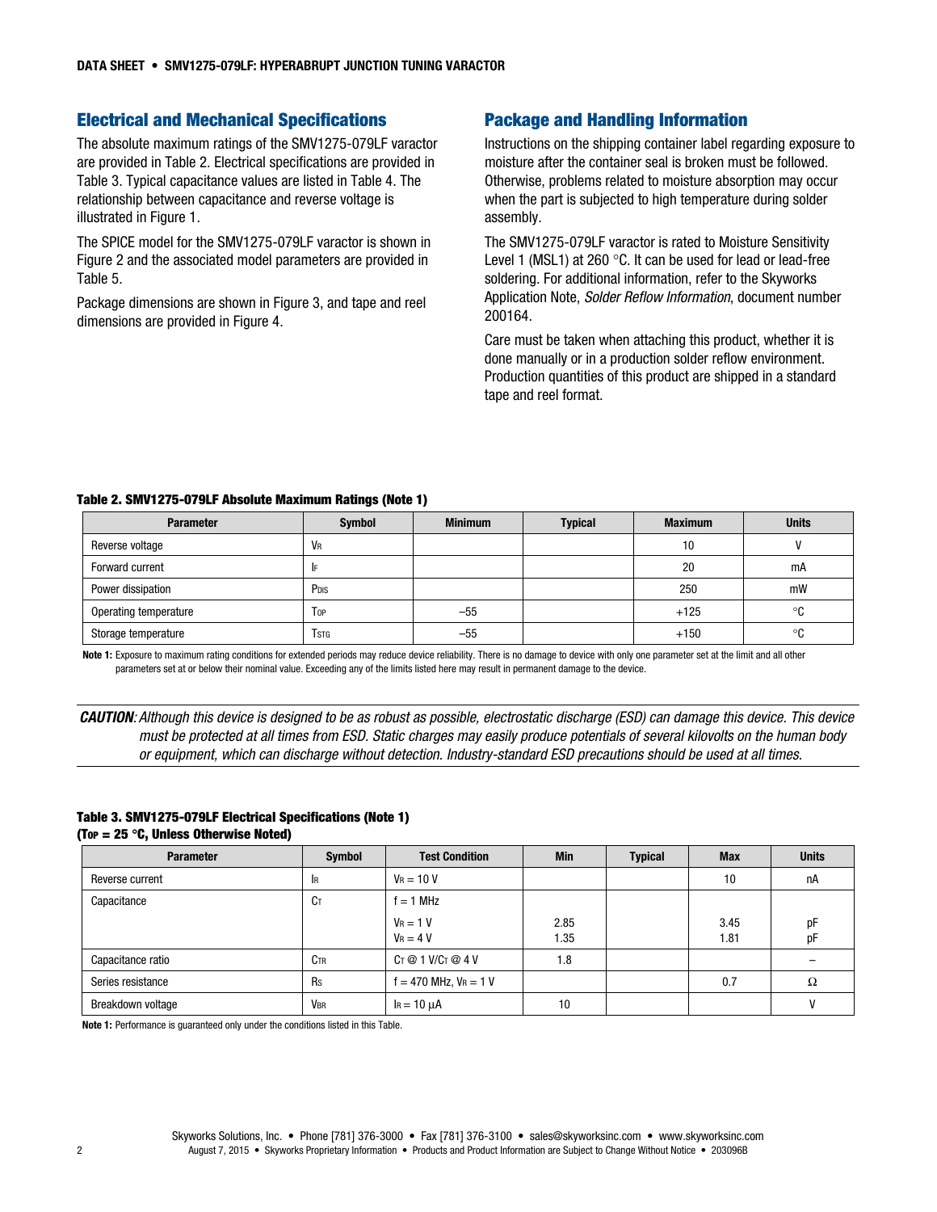## Electrical and Mechanical Specifications

The absolute maximum ratings of the SMV1275-079LF varactor are provided in Table 2. Electrical specifications are provided in Table 3. Typical capacitance values are listed in Table 4. The relationship between capacitance and reverse voltage is illustrated in Figure 1.

The SPICE model for the SMV1275-079LF varactor is shown in Figure 2 and the associated model parameters are provided in Table 5.

Package dimensions are shown in Figure 3, and tape and reel dimensions are provided in Figure 4.

## Package and Handling Information

Instructions on the shipping container label regarding exposure to moisture after the container seal is broken must be followed. Otherwise, problems related to moisture absorption may occur when the part is subjected to high temperature during solder assembly.

The SMV1275-079LF varactor is rated to Moisture Sensitivity Level 1 (MSL1) at 260 °C. It can be used for lead or lead-free soldering. For additional information, refer to the Skyworks Application Note, *Solder Reflow Information*, document number 200164.

Care must be taken when attaching this product, whether it is done manually or in a production solder reflow environment. Production quantities of this product are shipped in a standard tape and reel format.

**Table 2. SMV1275-079LF Absolute Maximum Ratings (Note 1)**

| Parameter | Symbol | Minimum | Typical | Maximum | Units |
|---|---|---|---|---|---|
| Reverse voltage | $V_R$ | | | 10 | V |
| Forward current | $I_F$ | | | 20 | mA |
| Power dissipation | $P_{DIS}$ | | | 250 | mW |
| Operating temperature | $T_{OP}$ | –55 | | +125 | °C |
| Storage temperature | $T_{STG}$ | –55 | | +150 | °C |

**Note 1:** Exposure to maximum rating conditions for extended periods may reduce device reliability. There is no damage to device with only one parameter set at the limit and all other parameters set at or below their nominal value. Exceeding any of the limits listed here may result in permanent damage to the device.

***CAUTION**: Although this device is designed to be as robust as possible, electrostatic discharge (ESD) can damage this device. This device must be protected at all times from ESD. Static charges may easily produce potentials of several kilovolts on the human body or equipment, which can discharge without detection. Industry-standard ESD precautions should be used at all times.*

**Table 3. SMV1275-079LF Electrical Specifications (Note 1)**
**($T_{OP}$ = 25 °C, Unless Otherwise Noted)**

| Parameter | Symbol | Test Condition | Min | Typical | Max | Units |
|---|---|---|---|---|---|---|
| Reverse current | $I_R$ | $V_R$ = 10 V | | | 10 | nA |
| Capacitance | $C_T$ | f = 1 MHz | | | | |
| | | $V_R$ = 1 V | 2.85 | | 3.45 | pF |
| | | $V_R$ = 4 V | 1.35 | | 1.81 | pF |
| Capacitance ratio | $C_{TR}$ | $C_T$ @ 1 V/$C_T$ @ 4 V | 1.8 | | | – |
| Series resistance | $R_S$ | f = 470 MHz, $V_R$ = 1 V | | | 0.7 | Ω |
| Breakdown voltage | $V_{BR}$ | $I_R$ = 10 μA | 10 | | | V |

**Note 1:** Performance is guaranteed only under the conditions listed in this Table.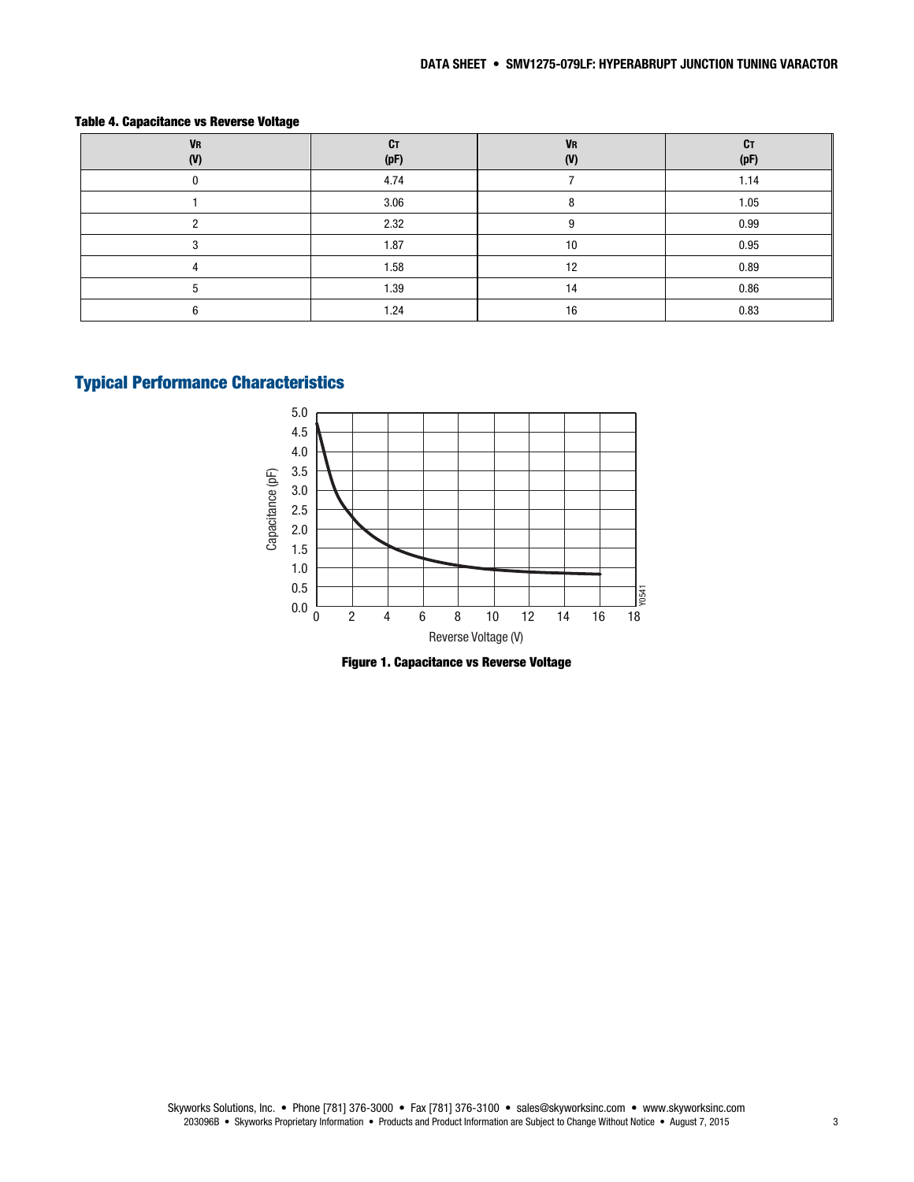**Table 4. Capacitance vs Reverse Voltage**

| $V_R$ (V) | $C_T$ (pF) | $V_R$ (V) | $C_T$ (pF) |
|---|---|---|---|
| 0 | 4.74 | 7 | 1.14 |
| 1 | 3.06 | 8 | 1.05 |
| 2 | 2.32 | 9 | 0.99 |
| 3 | 1.87 | 10 | 0.95 |
| 4 | 1.58 | 12 | 0.89 |
| 5 | 1.39 | 14 | 0.86 |
| 6 | 1.24 | 16 | 0.83 |

## Typical Performance Characteristics

**Figure 1. Capacitance vs Reverse Voltage**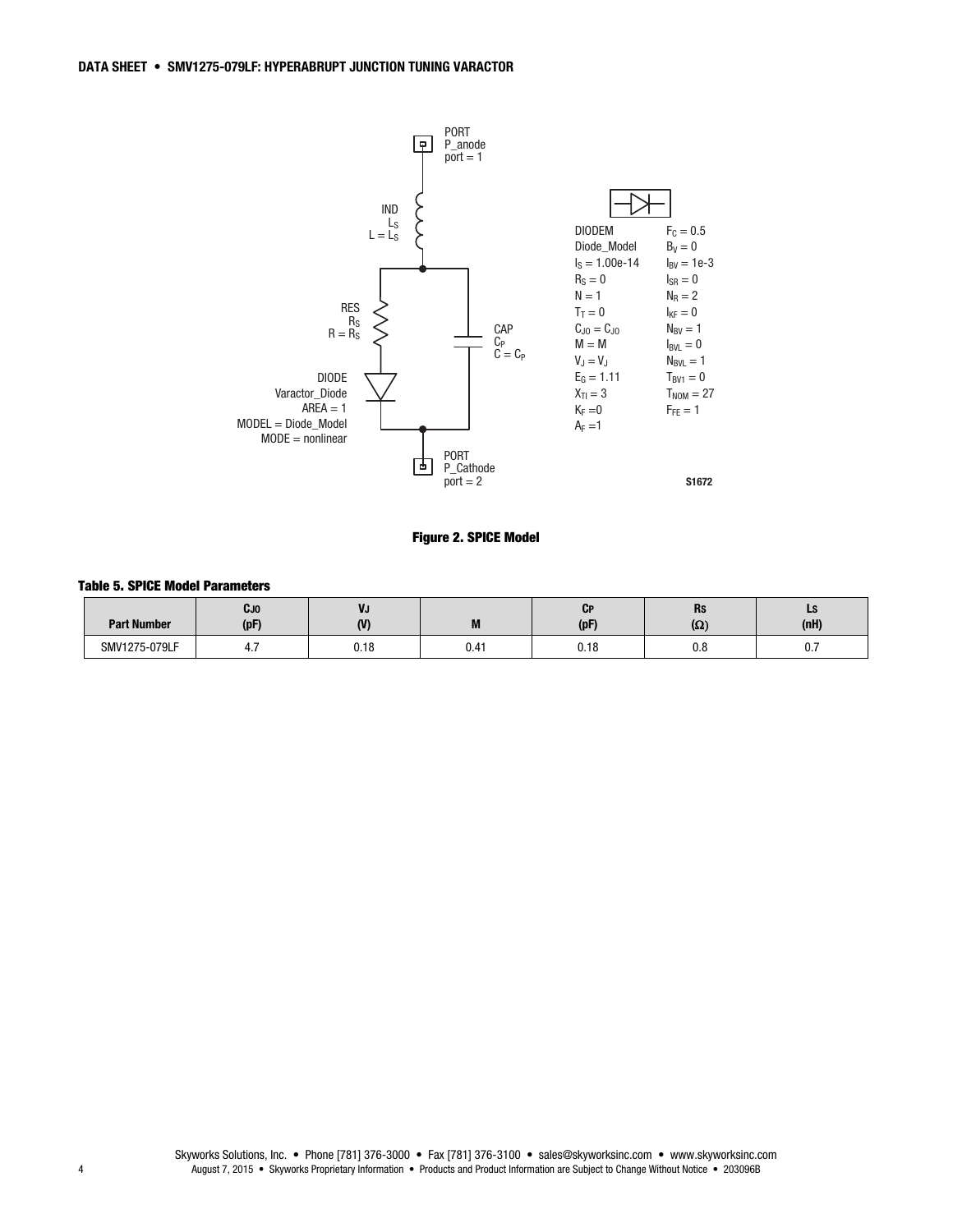PORT
P_anode
port = 1

IND
$L_S$
$L = L_S$

RES
$R_S$
$R = R_S$

CAP
$C_P$
$C = C_P$

DIODE
Varactor_Diode
AREA = 1
MODEL = Diode_Model
MODE = nonlinear

PORT
P_Cathode
port = 2

| DIODEM | $F_C = 0.5$ |
|---|---|
| Diode_Model | $B_V = 0$ |
| $I_S = 1.00e-14$ | $I_{BV} = 1e-3$ |
| $R_S = 0$ | $I_{SR} = 0$ |
| $N = 1$ | $N_R = 2$ |
| $T_T = 0$ | $I_{KF} = 0$ |
| $C_{J0} = C_{J0}$ | $N_{BV} = 1$ |
| $M = M$ | $I_{BVL} = 0$ |
| $V_J = V_J$ | $N_{BVL} = 1$ |
| $E_G = 1.11$ | $T_{BV1} = 0$ |
| $X_{TI} = 3$ | $T_{NOM} = 27$ |
| $K_F = 0$ | $F_{FE} = 1$ |
| $A_F = 1$ | |

S1672

**Figure 2. SPICE Model**

**Table 5. SPICE Model Parameters**

| Part Number | $C_{J0}$ (pF) | $V_J$ (V) | M | $C_P$ (pF) | $R_S$ (Ω) | $L_S$ (nH) |
|---|---|---|---|---|---|---|
| SMV1275-079LF | 4.7 | 0.18 | 0.41 | 0.18 | 0.8 | 0.7 |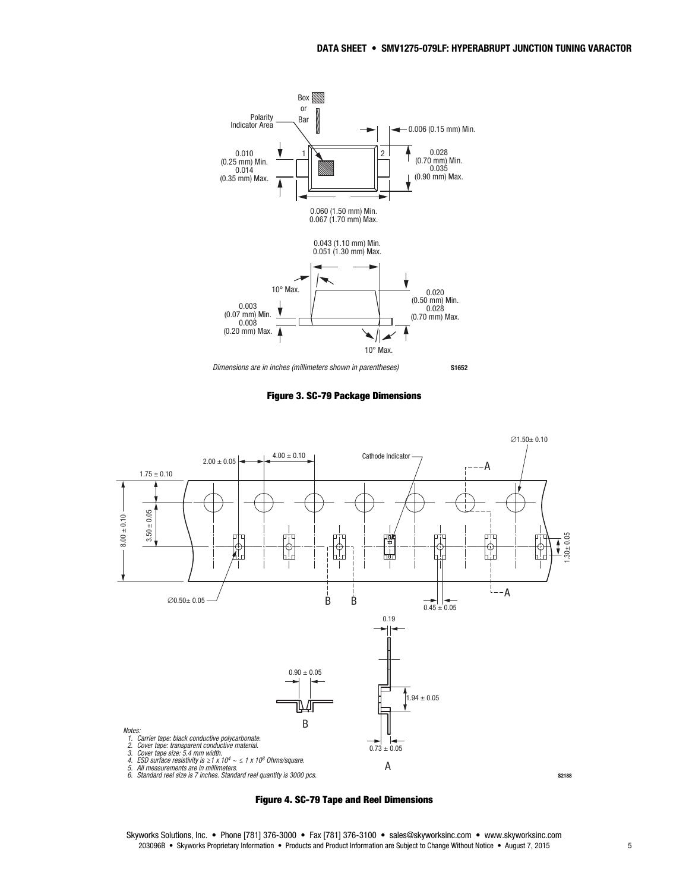Box or Bar

Polarity Indicator Area

1 2

0.006 (0.15 mm) Min.

0.010 (0.25 mm) Min.
0.014 (0.35 mm) Max.

0.028 (0.70 mm) Min.
0.035 (0.90 mm) Max.

0.060 (1.50 mm) Min.
0.067 (1.70 mm) Max.

0.043 (1.10 mm) Min.
0.051 (1.30 mm) Max.

10° Max.

0.003 (0.07 mm) Min.
0.008 (0.20 mm) Max.

0.020 (0.50 mm) Min.
0.028 (0.70 mm) Max.

10° Max.

*Dimensions are in inches (millimeters shown in parentheses)*

S1652

**Figure 3. SC-79 Package Dimensions**

∅1.50± 0.10

2.00 ± 0.05 4.00 ± 0.10

Cathode Indicator

1.75 ± 0.10

8.00 ± 0.10

3.50 ± 0.05

1.30± 0.05

∅0.50± 0.05

0.45 ± 0.05

0.19

0.90 ± 0.05

1.94 ± 0.05

0.73 ± 0.05

*Notes:*
1. *Carrier tape: black conductive polycarbonate.*
2. *Cover tape: transparent conductive material.*
3. *Cover tape size: 5.4 mm width.*
4. *ESD surface resistivity is ≥1 x $10^4$ ~ ≤ 1 x $10^8$ Ohms/square.*
5. *All measurements are in millimeters.*
6. *Standard reel size is 7 inches. Standard reel quantity is 3000 pcs.*

S2188

**Figure 4. SC-79 Tape and Reel Dimensions**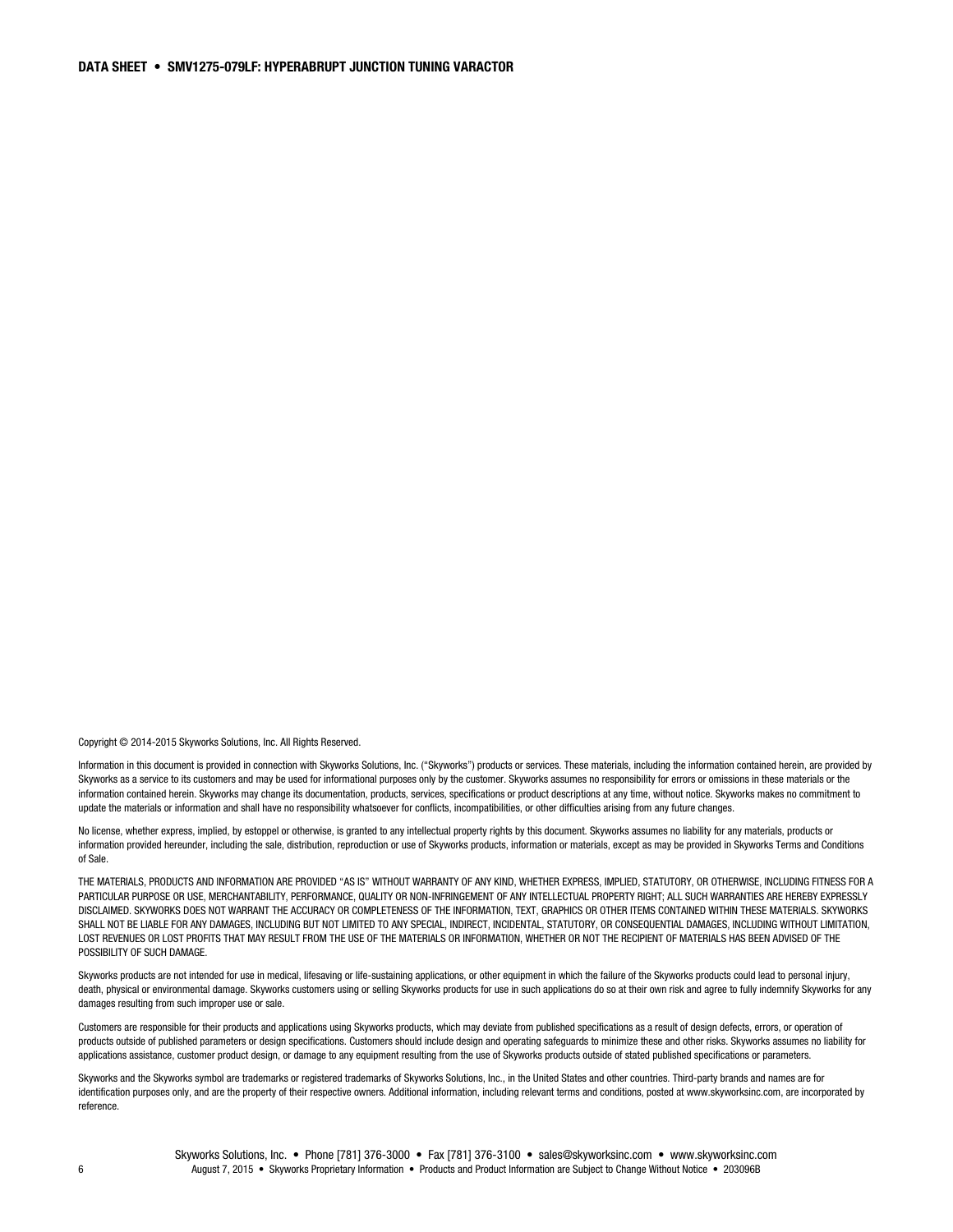Copyright © 2014-2015 Skyworks Solutions, Inc. All Rights Reserved.

Information in this document is provided in connection with Skyworks Solutions, Inc. ("Skyworks") products or services. These materials, including the information contained herein, are provided by Skyworks as a service to its customers and may be used for informational purposes only by the customer. Skyworks assumes no responsibility for errors or omissions in these materials or the information contained herein. Skyworks may change its documentation, products, services, specifications or product descriptions at any time, without notice. Skyworks makes no commitment to update the materials or information and shall have no responsibility whatsoever for conflicts, incompatibilities, or other difficulties arising from any future changes.

No license, whether express, implied, by estoppel or otherwise, is granted to any intellectual property rights by this document. Skyworks assumes no liability for any materials, products or information provided hereunder, including the sale, distribution, reproduction or use of Skyworks products, information or materials, except as may be provided in Skyworks Terms and Conditions of Sale.

THE MATERIALS, PRODUCTS AND INFORMATION ARE PROVIDED "AS IS" WITHOUT WARRANTY OF ANY KIND, WHETHER EXPRESS, IMPLIED, STATUTORY, OR OTHERWISE, INCLUDING FITNESS FOR A PARTICULAR PURPOSE OR USE, MERCHANTABILITY, PERFORMANCE, QUALITY OR NON-INFRINGEMENT OF ANY INTELLECTUAL PROPERTY RIGHT; ALL SUCH WARRANTIES ARE HEREBY EXPRESSLY DISCLAIMED. SKYWORKS DOES NOT WARRANT THE ACCURACY OR COMPLETENESS OF THE INFORMATION, TEXT, GRAPHICS OR OTHER ITEMS CONTAINED WITHIN THESE MATERIALS. SKYWORKS SHALL NOT BE LIABLE FOR ANY DAMAGES, INCLUDING BUT NOT LIMITED TO ANY SPECIAL, INDIRECT, INCIDENTAL, STATUTORY, OR CONSEQUENTIAL DAMAGES, INCLUDING WITHOUT LIMITATION, LOST REVENUES OR LOST PROFITS THAT MAY RESULT FROM THE USE OF THE MATERIALS OR INFORMATION, WHETHER OR NOT THE RECIPIENT OF MATERIALS HAS BEEN ADVISED OF THE POSSIBILITY OF SUCH DAMAGE.

Skyworks products are not intended for use in medical, lifesaving or life-sustaining applications, or other equipment in which the failure of the Skyworks products could lead to personal injury, death, physical or environmental damage. Skyworks customers using or selling Skyworks products for use in such applications do so at their own risk and agree to fully indemnify Skyworks for any damages resulting from such improper use or sale.

Customers are responsible for their products and applications using Skyworks products, which may deviate from published specifications as a result of design defects, errors, or operation of products outside of published parameters or design specifications. Customers should include design and operating safeguards to minimize these and other risks. Skyworks assumes no liability for applications assistance, customer product design, or damage to any equipment resulting from the use of Skyworks products outside of stated published specifications or parameters.

Skyworks and the Skyworks symbol are trademarks or registered trademarks of Skyworks Solutions, Inc., in the United States and other countries. Third-party brands and names are for identification purposes only, and are the property of their respective owners. Additional information, including relevant terms and conditions, posted at www.skyworksinc.com, are incorporated by reference.